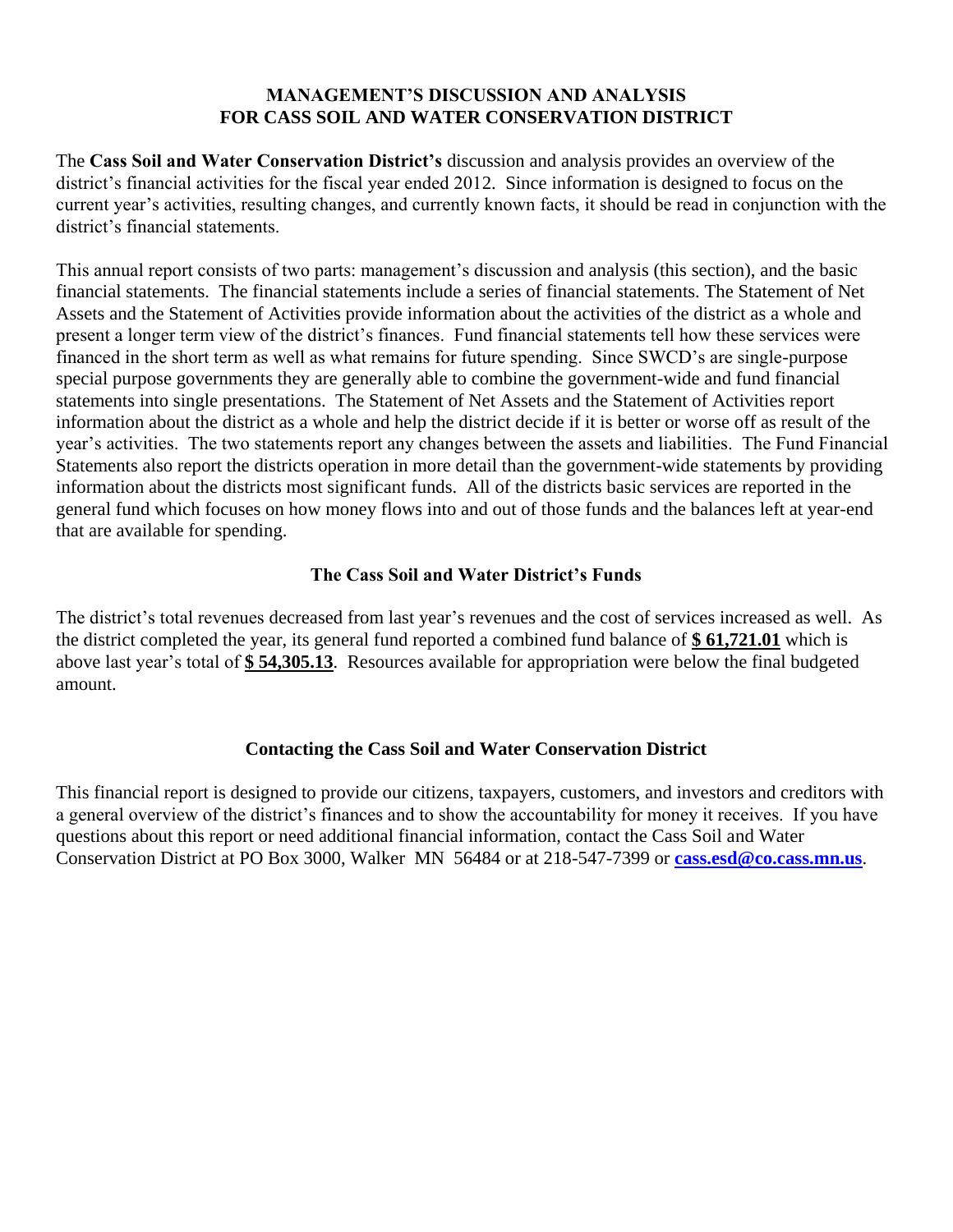# MANAGEMENT'S DISCUSSION AND ANALYSIS FOR CASS SOIL AND WATER CONSERVATION DISTRICT

The **Cass Soil and Water Conservation District's** discussion and analysis provides an overview of the district's financial activities for the fiscal year ended 2012. Since information is designed to focus on the current year's activities, resulting changes, and currently known facts, it should be read in conjunction with the district's financial statements.

This annual report consists of two parts: management's discussion and analysis (this section), and the basic financial statements. The financial statements include a series of financial statements. The Statement of Net Assets and the Statement of Activities provide information about the activities of the district as a whole and present a longer term view of the district's finances. Fund financial statements tell how these services were financed in the short term as well as what remains for future spending. Since SWCD's are single-purpose special purpose governments they are generally able to combine the government-wide and fund financial statements into single presentations. The Statement of Net Assets and the Statement of Activities report information about the district as a whole and help the district decide if it is better or worse off as result of the year's activities. The two statements report any changes between the assets and liabilities. The Fund Financial Statements also report the districts operation in more detail than the government-wide statements by providing information about the districts most significant funds. All of the districts basic services are reported in the general fund which focuses on how money flows into and out of those funds and the balances left at year-end that are available for spending.

## The Cass Soil and Water District's Funds

The district's total revenues decreased from last year's revenues and the cost of services increased as well. As the district completed the year, its general fund reported a combined fund balance of **$ 61,721.01** which is above last year's total of **$ 54,305.13**. Resources available for appropriation were below the final budgeted amount.

## Contacting the Cass Soil and Water Conservation District

This financial report is designed to provide our citizens, taxpayers, customers, and investors and creditors with a general overview of the district's finances and to show the accountability for money it receives. If you have questions about this report or need additional financial information, contact the Cass Soil and Water Conservation District at PO Box 3000, Walker MN 56484 or at 218-547-7399 or **cass.esd@co.cass.mn.us**.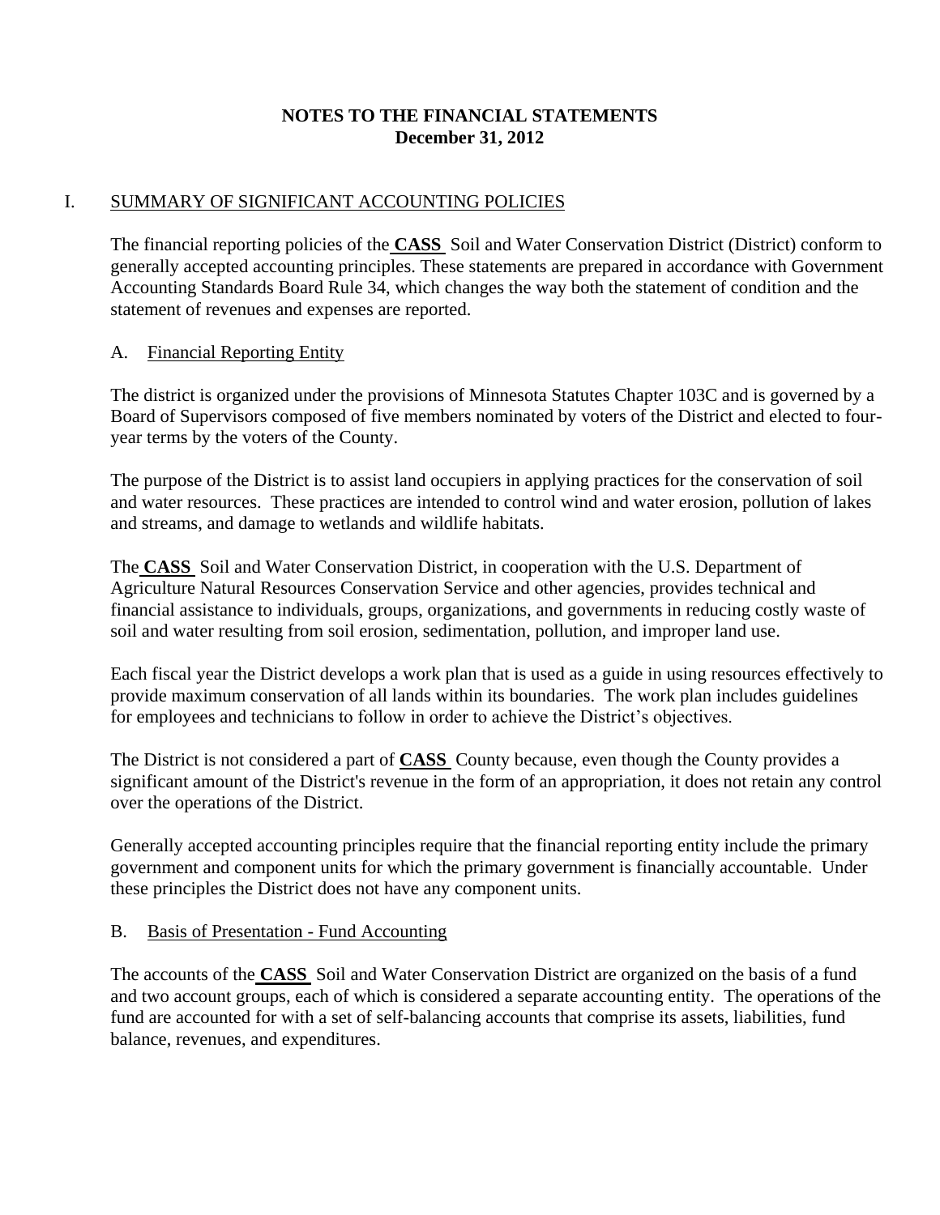# NOTES TO THE FINANCIAL STATEMENTS
**December 31, 2012**

## I. SUMMARY OF SIGNIFICANT ACCOUNTING POLICIES

The financial reporting policies of the **CASS** Soil and Water Conservation District (District) conform to generally accepted accounting principles. These statements are prepared in accordance with Government Accounting Standards Board Rule 34, which changes the way both the statement of condition and the statement of revenues and expenses are reported.

### A. Financial Reporting Entity

The district is organized under the provisions of Minnesota Statutes Chapter 103C and is governed by a Board of Supervisors composed of five members nominated by voters of the District and elected to four-year terms by the voters of the County.

The purpose of the District is to assist land occupiers in applying practices for the conservation of soil and water resources. These practices are intended to control wind and water erosion, pollution of lakes and streams, and damage to wetlands and wildlife habitats.

The **CASS** Soil and Water Conservation District, in cooperation with the U.S. Department of Agriculture Natural Resources Conservation Service and other agencies, provides technical and financial assistance to individuals, groups, organizations, and governments in reducing costly waste of soil and water resulting from soil erosion, sedimentation, pollution, and improper land use.

Each fiscal year the District develops a work plan that is used as a guide in using resources effectively to provide maximum conservation of all lands within its boundaries. The work plan includes guidelines for employees and technicians to follow in order to achieve the District's objectives.

The District is not considered a part of **CASS** County because, even though the County provides a significant amount of the District's revenue in the form of an appropriation, it does not retain any control over the operations of the District.

Generally accepted accounting principles require that the financial reporting entity include the primary government and component units for which the primary government is financially accountable. Under these principles the District does not have any component units.

### B. Basis of Presentation - Fund Accounting

The accounts of the **CASS** Soil and Water Conservation District are organized on the basis of a fund and two account groups, each of which is considered a separate accounting entity. The operations of the fund are accounted for with a set of self-balancing accounts that comprise its assets, liabilities, fund balance, revenues, and expenditures.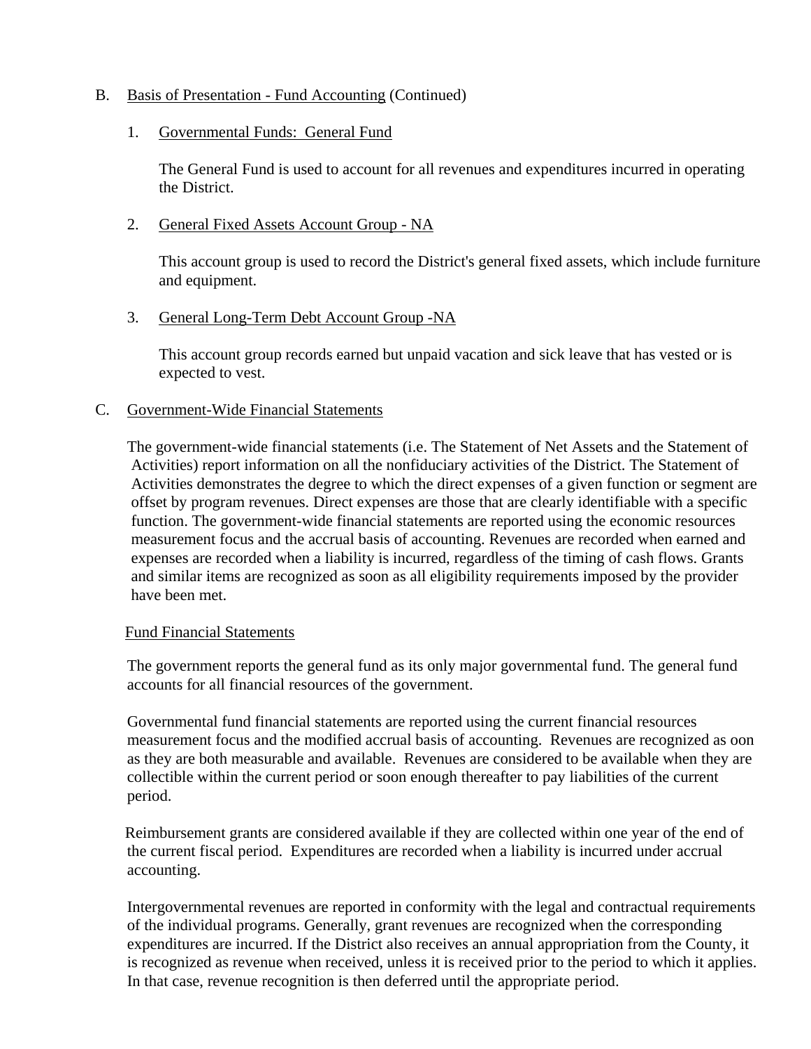B. Basis of Presentation - Fund Accounting (Continued)

1. Governmental Funds: General Fund

   The General Fund is used to account for all revenues and expenditures incurred in operating the District.

2. General Fixed Assets Account Group - NA

   This account group is used to record the District's general fixed assets, which include furniture and equipment.

3. General Long-Term Debt Account Group -NA

   This account group records earned but unpaid vacation and sick leave that has vested or is expected to vest.

C. Government-Wide Financial Statements

The government-wide financial statements (i.e. The Statement of Net Assets and the Statement of Activities) report information on all the nonfiduciary activities of the District. The Statement of Activities demonstrates the degree to which the direct expenses of a given function or segment are offset by program revenues. Direct expenses are those that are clearly identifiable with a specific function. The government-wide financial statements are reported using the economic resources measurement focus and the accrual basis of accounting. Revenues are recorded when earned and expenses are recorded when a liability is incurred, regardless of the timing of cash flows. Grants and similar items are recognized as soon as all eligibility requirements imposed by the provider have been met.

Fund Financial Statements

The government reports the general fund as its only major governmental fund. The general fund accounts for all financial resources of the government.

Governmental fund financial statements are reported using the current financial resources measurement focus and the modified accrual basis of accounting. Revenues are recognized as oon as they are both measurable and available. Revenues are considered to be available when they are collectible within the current period or soon enough thereafter to pay liabilities of the current period.

Reimbursement grants are considered available if they are collected within one year of the end of the current fiscal period. Expenditures are recorded when a liability is incurred under accrual accounting.

Intergovernmental revenues are reported in conformity with the legal and contractual requirements of the individual programs. Generally, grant revenues are recognized when the corresponding expenditures are incurred. If the District also receives an annual appropriation from the County, it is recognized as revenue when received, unless it is received prior to the period to which it applies. In that case, revenue recognition is then deferred until the appropriate period.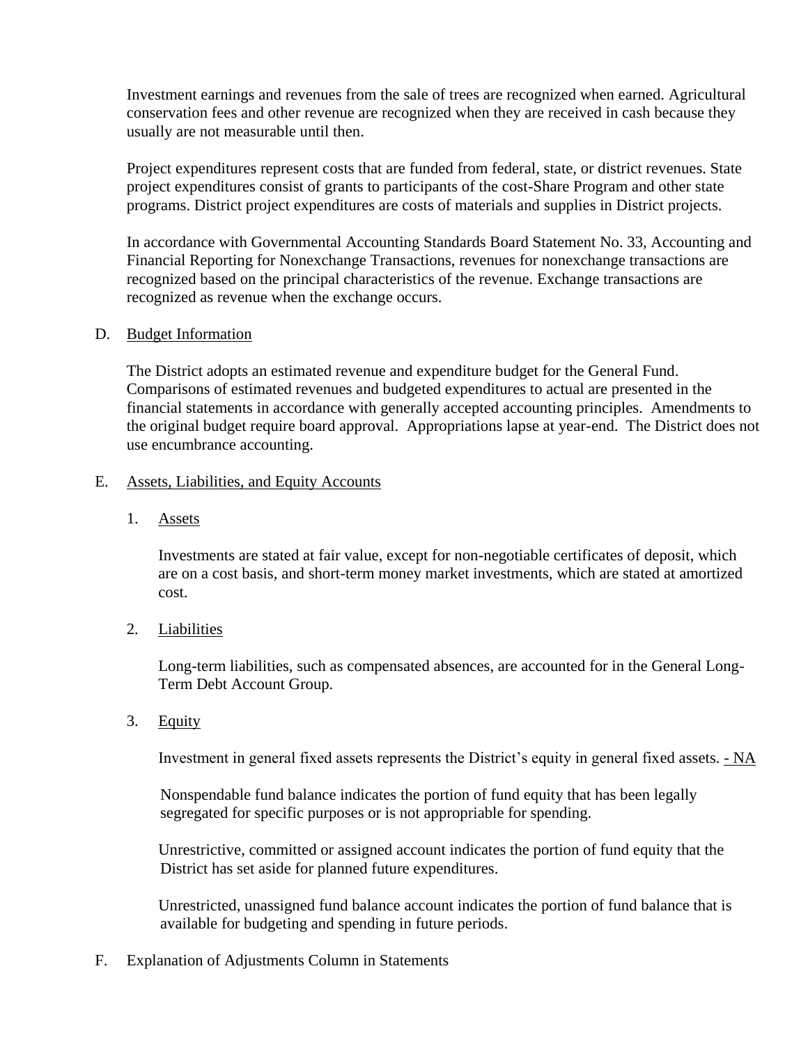Investment earnings and revenues from the sale of trees are recognized when earned. Agricultural conservation fees and other revenue are recognized when they are received in cash because they usually are not measurable until then.

Project expenditures represent costs that are funded from federal, state, or district revenues. State project expenditures consist of grants to participants of the cost-Share Program and other state programs. District project expenditures are costs of materials and supplies in District projects.

In accordance with Governmental Accounting Standards Board Statement No. 33, Accounting and Financial Reporting for Nonexchange Transactions, revenues for nonexchange transactions are recognized based on the principal characteristics of the revenue. Exchange transactions are recognized as revenue when the exchange occurs.

D. <u>Budget Information</u>

The District adopts an estimated revenue and expenditure budget for the General Fund. Comparisons of estimated revenues and budgeted expenditures to actual are presented in the financial statements in accordance with generally accepted accounting principles. Amendments to the original budget require board approval. Appropriations lapse at year-end. The District does not use encumbrance accounting.

E. <u>Assets, Liabilities, and Equity Accounts</u>

1. <u>Assets</u>

Investments are stated at fair value, except for non-negotiable certificates of deposit, which are on a cost basis, and short-term money market investments, which are stated at amortized cost.

2. <u>Liabilities</u>

Long-term liabilities, such as compensated absences, are accounted for in the General Long-Term Debt Account Group.

3. <u>Equity</u>

Investment in general fixed assets represents the District's equity in general fixed assets. <u>- NA</u>

Nonspendable fund balance indicates the portion of fund equity that has been legally segregated for specific purposes or is not appropriable for spending.

Unrestrictive, committed or assigned account indicates the portion of fund equity that the District has set aside for planned future expenditures.

Unrestricted, unassigned fund balance account indicates the portion of fund balance that is available for budgeting and spending in future periods.

F. Explanation of Adjustments Column in Statements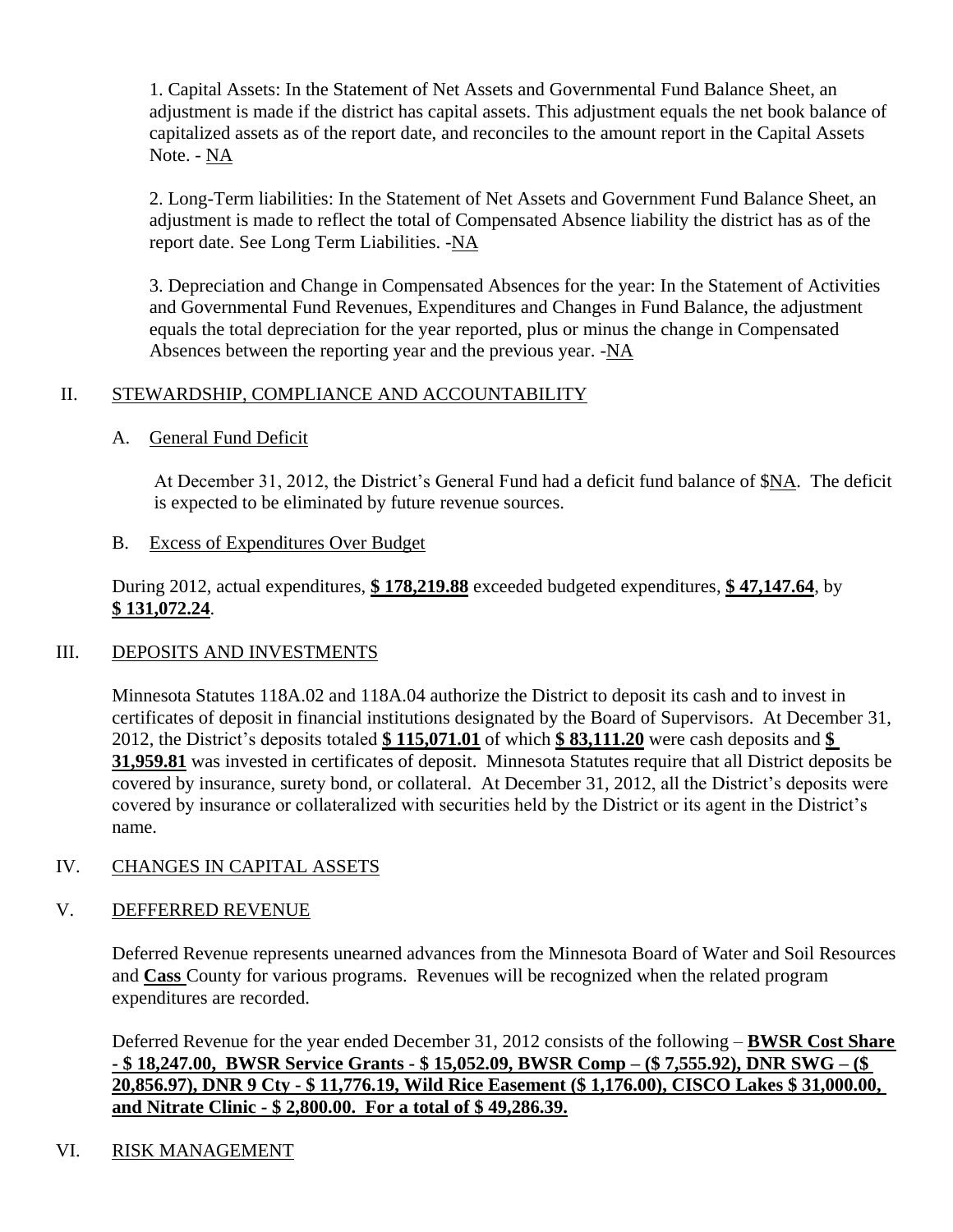1. Capital Assets: In the Statement of Net Assets and Governmental Fund Balance Sheet, an adjustment is made if the district has capital assets. This adjustment equals the net book balance of capitalized assets as of the report date, and reconciles to the amount report in the Capital Assets Note. - NA

2. Long-Term liabilities: In the Statement of Net Assets and Government Fund Balance Sheet, an adjustment is made to reflect the total of Compensated Absence liability the district has as of the report date. See Long Term Liabilities. -NA

3. Depreciation and Change in Compensated Absences for the year: In the Statement of Activities and Governmental Fund Revenues, Expenditures and Changes in Fund Balance, the adjustment equals the total depreciation for the year reported, plus or minus the change in Compensated Absences between the reporting year and the previous year. -NA

## II. STEWARDSHIP, COMPLIANCE AND ACCOUNTABILITY

### A. General Fund Deficit

At December 31, 2012, the District's General Fund had a deficit fund balance of $NA. The deficit is expected to be eliminated by future revenue sources.

### B. Excess of Expenditures Over Budget

During 2012, actual expenditures, **$ 178,219.88** exceeded budgeted expenditures, **$ 47,147.64**, by **$ 131,072.24**.

## III. DEPOSITS AND INVESTMENTS

Minnesota Statutes 118A.02 and 118A.04 authorize the District to deposit its cash and to invest in certificates of deposit in financial institutions designated by the Board of Supervisors. At December 31, 2012, the District's deposits totaled **$ 115,071.01** of which **$ 83,111.20** were cash deposits and **$ 31,959.81** was invested in certificates of deposit. Minnesota Statutes require that all District deposits be covered by insurance, surety bond, or collateral. At December 31, 2012, all the District's deposits were covered by insurance or collateralized with securities held by the District or its agent in the District's name.

## IV. CHANGES IN CAPITAL ASSETS

## V. DEFFERRED REVENUE

Deferred Revenue represents unearned advances from the Minnesota Board of Water and Soil Resources and **Cass** County for various programs. Revenues will be recognized when the related program expenditures are recorded.

Deferred Revenue for the year ended December 31, 2012 consists of the following – **BWSR Cost Share - $ 18,247.00, BWSR Service Grants - $ 15,052.09, BWSR Comp – ($ 7,555.92), DNR SWG – ($ 20,856.97), DNR 9 Cty - $ 11,776.19, Wild Rice Easement ($ 1,176.00), CISCO Lakes $ 31,000.00, and Nitrate Clinic - $ 2,800.00. For a total of $ 49,286.39.**

## VI. RISK MANAGEMENT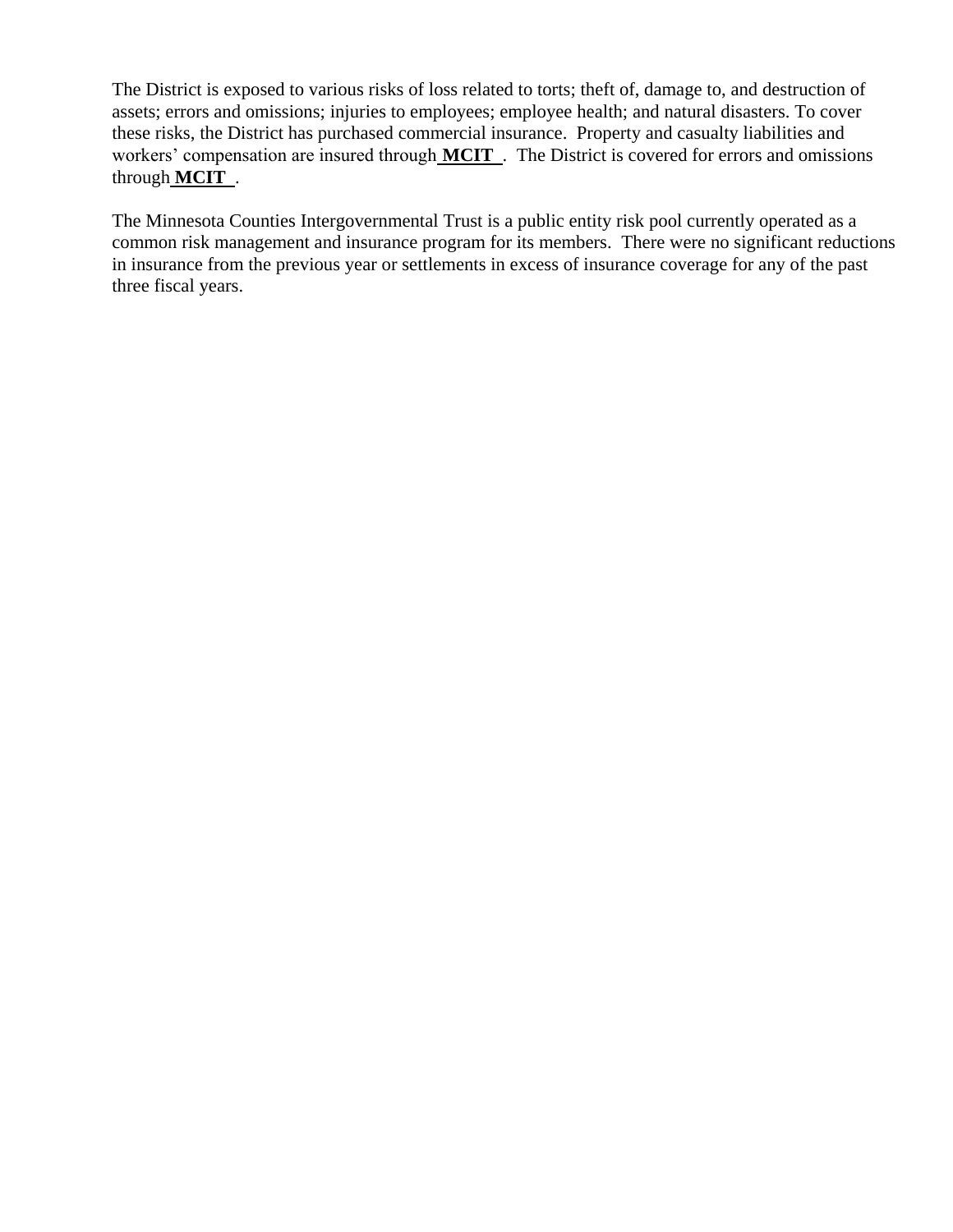The District is exposed to various risks of loss related to torts; theft of, damage to, and destruction of assets; errors and omissions; injuries to employees; employee health; and natural disasters. To cover these risks, the District has purchased commercial insurance. Property and casualty liabilities and workers' compensation are insured through **MCIT**. The District is covered for errors and omissions through **MCIT**.

The Minnesota Counties Intergovernmental Trust is a public entity risk pool currently operated as a common risk management and insurance program for its members. There were no significant reductions in insurance from the previous year or settlements in excess of insurance coverage for any of the past three fiscal years.